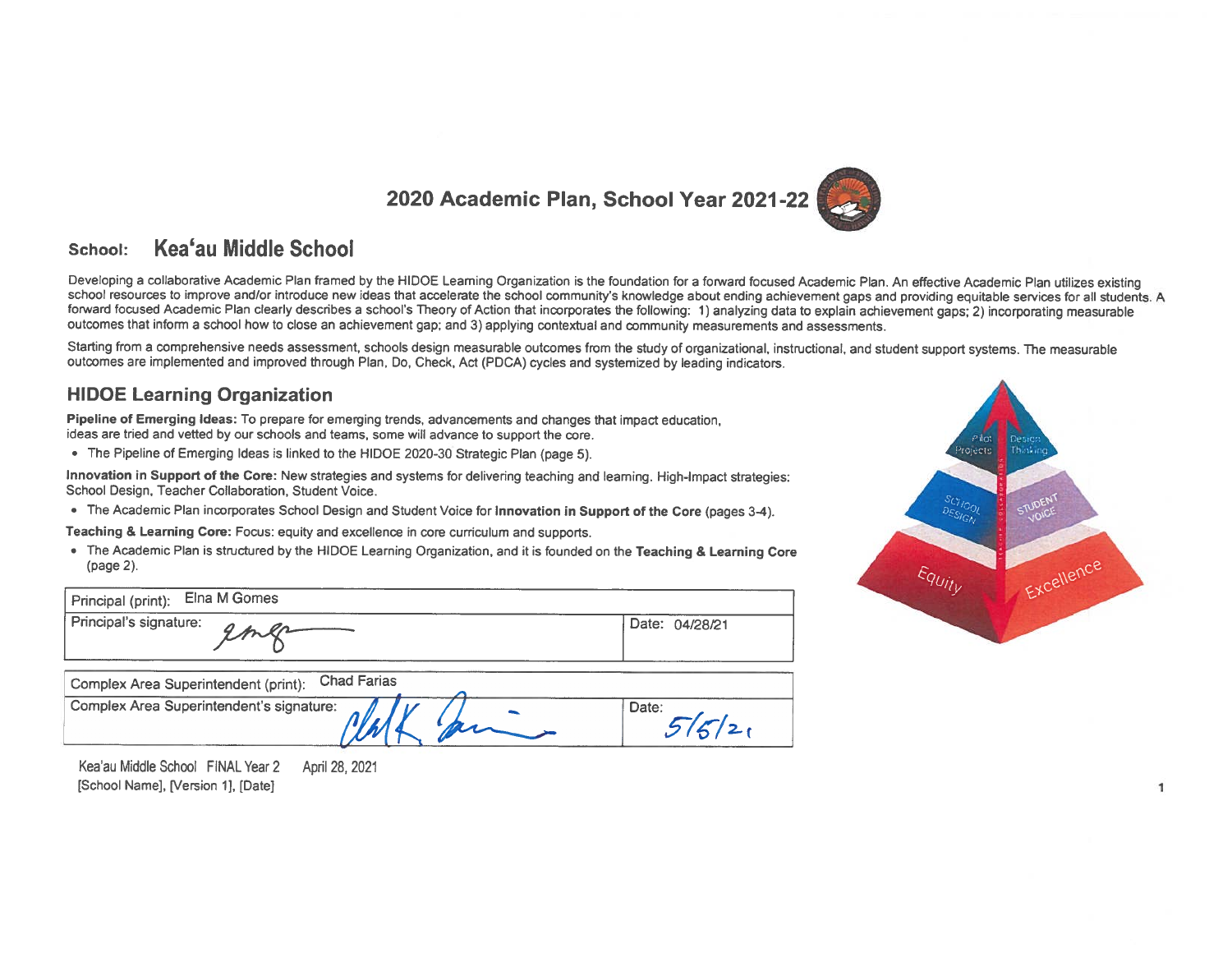# 2020 Academic Plan, School Year 2021-22

## School: Kea'au Middle School

Developing a collaborative Academic Plan framed by the HIDOE Learning Organization is the foundation for a forward focused Academic Plan. An effective Academic Plan utilizes existing school resources to improve and/or introduce new ideas that accelerate the school community's knowledge about ending achievement gaps and providing equitable services for all students. A forward focused Academic Plan clearly describes a school's Theory of Action that incorporates the following: 1) analyzing data to explain achievement gaps; 2) incorporating measurable outcomes that inform a school how to close an achievement gap; and 3) applying contextual and community measurements and assessments.

Starting from a comprehensive needs assessment, schools design measurable outcomes from the study of organizational, instructional, and student support systems. The measurable outcomes are implemented and improved through Plan, Do, Check, Act (PDCA) cycles and systemized by leading indicators.

## HIDOE Learning Organization

**Pipeline of Emerging Ideas:** To prepare for emerging trends, advancements and changes that impact education, ideas are tried and vetted by our schools and teams, some will advance to support the core.

- The Pipeline of Emerging Ideas is linked to the HIDOE 2020-30 Strategic Plan (page 5).

**Innovation in Support of the Core:** New strategies and systems for delivering teaching and learning. High-Impact strategies: School Design, Teacher Collaboration, Student Voice.

- The Academic Plan incorporates School Design and Student Voice for **Innovation in Support of the Core** (pages 3-4).

**Teaching & Learning Core:** Focus: equity and excellence in core curriculum and supports.

- The Academic Plan is structured by the HIDOE Learning Organization, and it is founded on the **Teaching & Learning Core** (page 2).

Pilot Projects
Design Thinking
School Design
Student Voice
Teacher Collaboration
Equity
Excellence

| | |
|---|---|
| Principal (print): Elna M Gomes | |
| Principal's signature: [signature] | Date: 04/28/21 |

| | |
|---|---|
| Complex Area Superintendent (print): Chad Farias | |
| Complex Area Superintendent's signature: [signature] | Date: 5/5/21 |

Kea'au Middle School FINAL Year 2 April 28, 2021
[School Name], [Version 1], [Date]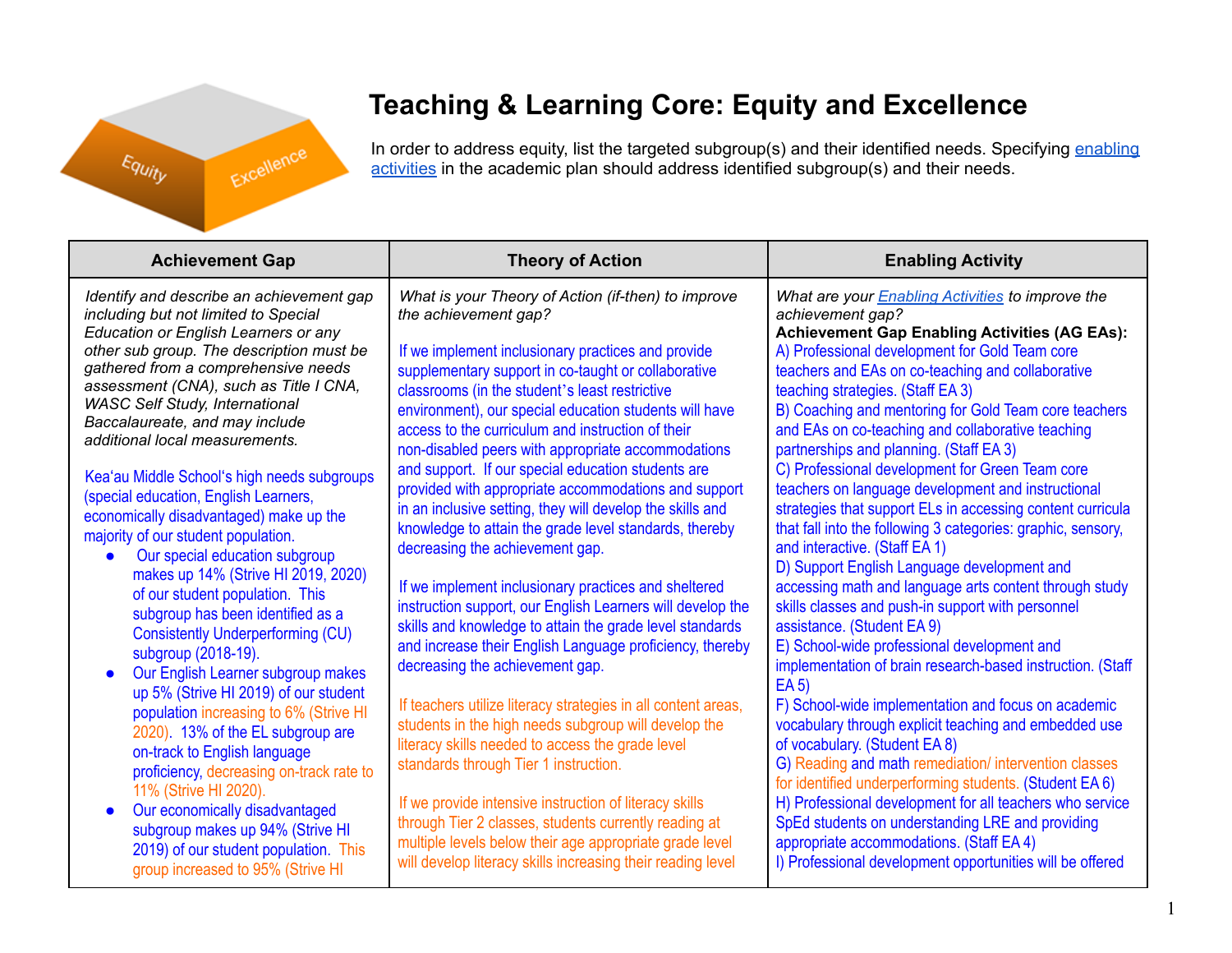# Teaching & Learning Core: Equity and Excellence

In order to address equity, list the targeted subgroup(s) and their identified needs. Specifying enabling activities in the academic plan should address identified subgroup(s) and their needs.

| Achievement Gap | Theory of Action | Enabling Activity |
| --- | --- | --- |
| *Identify and describe an achievement gap including but not limited to Special Education or English Learners or any other sub group. The description must be gathered from a comprehensive needs assessment (CNA), such as Title I CNA, WASC Self Study, International Baccalaureate, and may include additional local measurements.*<br><br>Kea'au Middle School's high needs subgroups (special education, English Learners, economically disadvantaged) make up the majority of our student population.<br>• Our special education subgroup makes up 14% (Strive HI 2019, 2020) of our student population. This subgroup has been identified as a Consistently Underperforming (CU) subgroup (2018-19).<br>• Our English Learner subgroup makes up 5% (Strive HI 2019) of our student population increasing to 6% (Strive HI 2020). 13% of the EL subgroup are on-track to English language proficiency, decreasing on-track rate to 11% (Strive HI 2020).<br>• Our economically disadvantaged subgroup makes up 94% (Strive HI 2019) of our student population. This group increased to 95% (Strive HI | *What is your Theory of Action (if-then) to improve the achievement gap?*<br><br>If we implement inclusionary practices and provide supplementary support in co-taught or collaborative classrooms (in the student's least restrictive environment), our special education students will have access to the curriculum and instruction of their non-disabled peers with appropriate accommodations and support. If our special education students are provided with appropriate accommodations and support in an inclusive setting, they will develop the skills and knowledge to attain the grade level standards, thereby decreasing the achievement gap.<br><br>If we implement inclusionary practices and sheltered instruction support, our English Learners will develop the skills and knowledge to attain the grade level standards and increase their English Language proficiency, thereby decreasing the achievement gap.<br><br>If teachers utilize literacy strategies in all content areas, students in the high needs subgroup will develop the literacy skills needed to access the grade level standards through Tier 1 instruction.<br><br>If we provide intensive instruction of literacy skills through Tier 2 classes, students currently reading at multiple levels below their age appropriate grade level will develop literacy skills increasing their reading level | *What are your Enabling Activities to improve the achievement gap?*<br>**Achievement Gap Enabling Activities (AG EAs):**<br>A) Professional development for Gold Team core teachers and EAs on co-teaching and collaborative teaching strategies. (Staff EA 3)<br>B) Coaching and mentoring for Gold Team core teachers and EAs on co-teaching and collaborative teaching partnerships and planning. (Staff EA 3)<br>C) Professional development for Green Team core teachers on language development and instructional strategies that support ELs in accessing content curricula that fall into the following 3 categories: graphic, sensory, and interactive. (Staff EA 1)<br>D) Support English Language development and accessing math and language arts content through study skills classes and push-in support with personnel assistance. (Student EA 9)<br>E) School-wide professional development and implementation of brain research-based instruction. (Staff EA 5)<br>F) School-wide implementation and focus on academic vocabulary through explicit teaching and embedded use of vocabulary. (Student EA 8)<br>G) Reading and math remediation/ intervention classes for identified underperforming students. (Student EA 6)<br>H) Professional development for all teachers who service SpEd students on understanding LRE and providing appropriate accommodations. (Staff EA 4)<br>I) Professional development opportunities will be offered |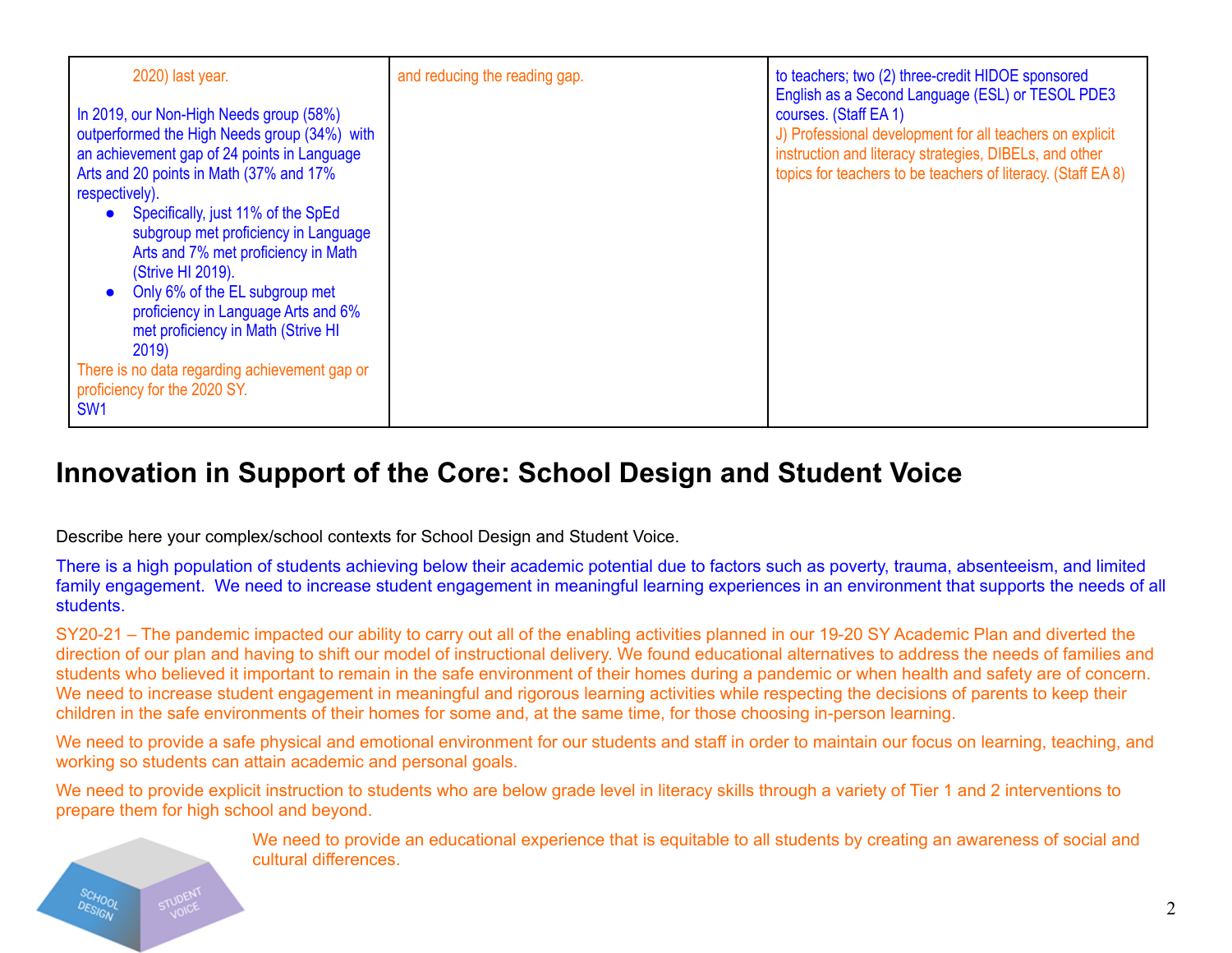| | | |
|---|---|---|
| 2020) last year.<br><br>In 2019, our Non-High Needs group (58%) outperformed the High Needs group (34%) with an achievement gap of 24 points in Language Arts and 20 points in Math (37% and 17% respectively).<br>● Specifically, just 11% of the SpEd subgroup met proficiency in Language Arts and 7% met proficiency in Math (Strive HI 2019).<br>● Only 6% of the EL subgroup met proficiency in Language Arts and 6% met proficiency in Math (Strive HI 2019)<br>There is no data regarding achievement gap or proficiency for the 2020 SY.<br>SW1 | and reducing the reading gap. | to teachers; two (2) three-credit HIDOE sponsored English as a Second Language (ESL) or TESOL PDE3 courses. (Staff EA 1)<br>J) Professional development for all teachers on explicit instruction and literacy strategies, DIBELs, and other topics for teachers to be teachers of literacy. (Staff EA 8) |

# Innovation in Support of the Core: School Design and Student Voice

Describe here your complex/school contexts for School Design and Student Voice.

There is a high population of students achieving below their academic potential due to factors such as poverty, trauma, absenteeism, and limited family engagement. We need to increase student engagement in meaningful learning experiences in an environment that supports the needs of all students.

SY20-21 – The pandemic impacted our ability to carry out all of the enabling activities planned in our 19-20 SY Academic Plan and diverted the direction of our plan and having to shift our model of instructional delivery. We found educational alternatives to address the needs of families and students who believed it important to remain in the safe environment of their homes during a pandemic or when health and safety are of concern. We need to increase student engagement in meaningful and rigorous learning activities while respecting the decisions of parents to keep their children in the safe environments of their homes for some and, at the same time, for those choosing in-person learning.

We need to provide a safe physical and emotional environment for our students and staff in order to maintain our focus on learning, teaching, and working so students can attain academic and personal goals.

We need to provide explicit instruction to students who are below grade level in literacy skills through a variety of Tier 1 and 2 interventions to prepare them for high school and beyond.

We need to provide an educational experience that is equitable to all students by creating an awareness of social and cultural differences.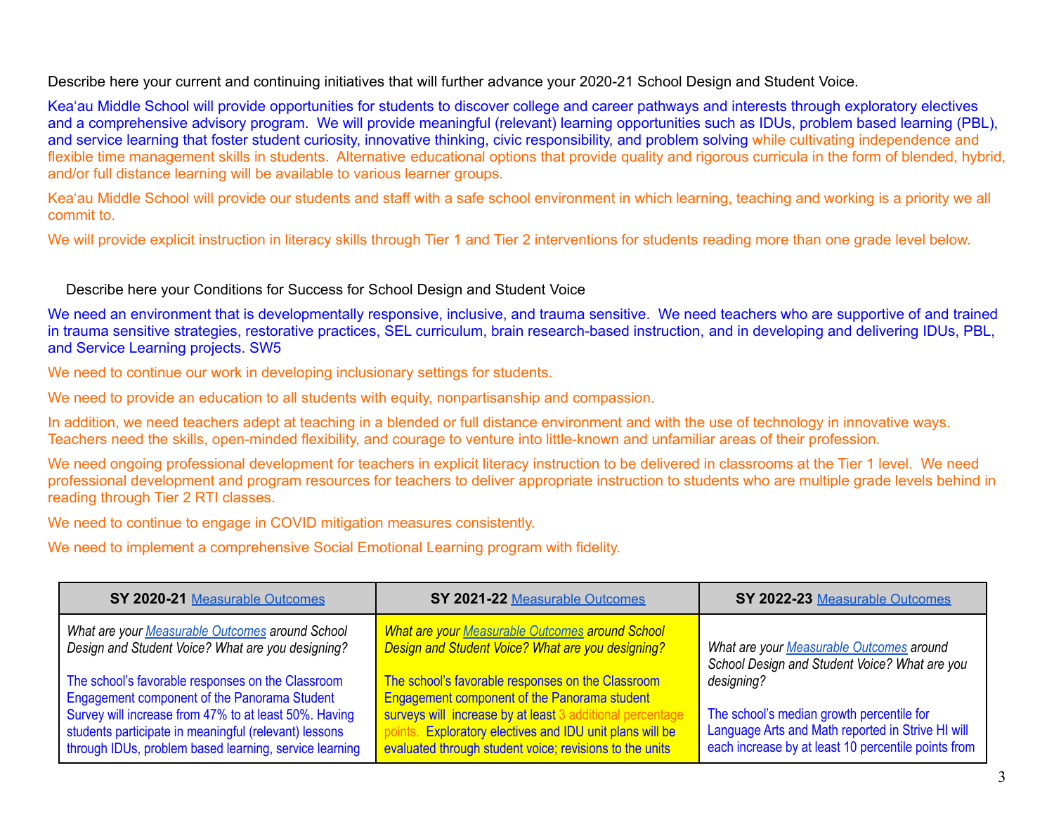Describe here your current and continuing initiatives that will further advance your 2020-21 School Design and Student Voice.

Keaʻau Middle School will provide opportunities for students to discover college and career pathways and interests through exploratory electives and a comprehensive advisory program. We will provide meaningful (relevant) learning opportunities such as IDUs, problem based learning (PBL), and service learning that foster student curiosity, innovative thinking, civic responsibility, and problem solving while cultivating independence and flexible time management skills in students. Alternative educational options that provide quality and rigorous curricula in the form of blended, hybrid, and/or full distance learning will be available to various learner groups.

Keaʻau Middle School will provide our students and staff with a safe school environment in which learning, teaching and working is a priority we all commit to.

We will provide explicit instruction in literacy skills through Tier 1 and Tier 2 interventions for students reading more than one grade level below.

Describe here your Conditions for Success for School Design and Student Voice

We need an environment that is developmentally responsive, inclusive, and trauma sensitive. We need teachers who are supportive of and trained in trauma sensitive strategies, restorative practices, SEL curriculum, brain research-based instruction, and in developing and delivering IDUs, PBL, and Service Learning projects. SW5

We need to continue our work in developing inclusionary settings for students.

We need to provide an education to all students with equity, nonpartisanship and compassion.

In addition, we need teachers adept at teaching in a blended or full distance environment and with the use of technology in innovative ways. Teachers need the skills, open-minded flexibility, and courage to venture into little-known and unfamiliar areas of their profession.

We need ongoing professional development for teachers in explicit literacy instruction to be delivered in classrooms at the Tier 1 level. We need professional development and program resources for teachers to deliver appropriate instruction to students who are multiple grade levels behind in reading through Tier 2 RTI classes.

We need to continue to engage in COVID mitigation measures consistently.

We need to implement a comprehensive Social Emotional Learning program with fidelity.

| **SY 2020-21** Measurable Outcomes | **SY 2021-22** Measurable Outcomes | **SY 2022-23** Measurable Outcomes |
|---|---|---|
| *What are your Measurable Outcomes around School Design and Student Voice? What are you designing?*<br><br>The school's favorable responses on the Classroom Engagement component of the Panorama Student Survey will increase from 47% to at least 50%. Having students participate in meaningful (relevant) lessons through IDUs, problem based learning, service learning | *What are your Measurable Outcomes around School Design and Student Voice? What are you designing?*<br><br>The school's favorable responses on the Classroom Engagement component of the Panorama student surveys will increase by at least 3 additional percentage points. Exploratory electives and IDU unit plans will be evaluated through student voice; revisions to the units | *What are your Measurable Outcomes around School Design and Student Voice? What are you designing?*<br><br>The school's median growth percentile for Language Arts and Math reported in Strive HI will each increase by at least 10 percentile points from |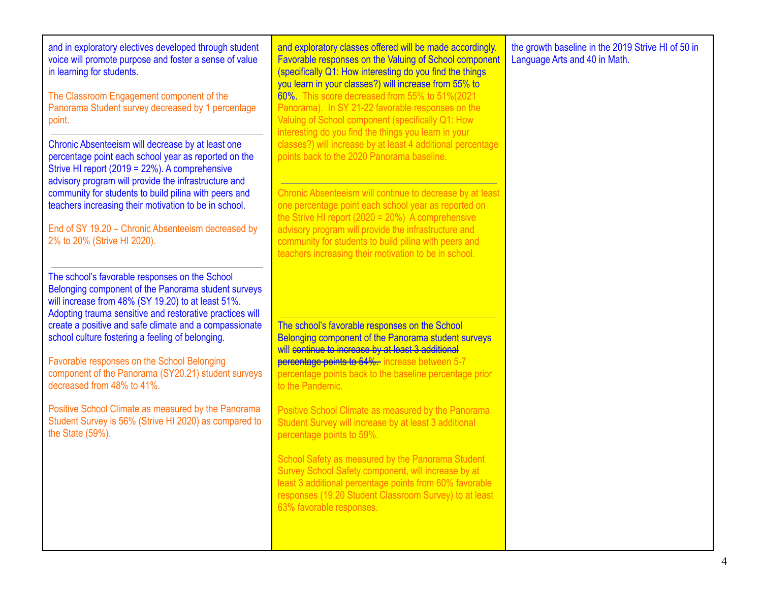| | | |
|---|---|---|
| and in exploratory electives developed through student voice will promote purpose and foster a sense of value in learning for students.<br><br>The Classroom Engagement component of the Panorama Student survey decreased by 1 percentage point.<br><br>---<br><br>Chronic Absenteeism will decrease by at least one percentage point each school year as reported on the Strive HI report (2019 = 22%). A comprehensive advisory program will provide the infrastructure and community for students to build pilina with peers and teachers increasing their motivation to be in school.<br><br>End of SY 19.20 – Chronic Absenteeism decreased by 2% to 20% (Strive HI 2020).<br><br>---<br><br>The school's favorable responses on the School Belonging component of the Panorama student surveys will increase from 48% (SY 19.20) to at least 51%. Adopting trauma sensitive and restorative practices will create a positive and safe climate and a compassionate school culture fostering a feeling of belonging.<br><br>Favorable responses on the School Belonging component of the Panorama (SY20.21) student surveys decreased from 48% to 41%.<br><br>Positive School Climate as measured by the Panorama Student Survey is 56% (Strive HI 2020) as compared to the State (59%). | and exploratory classes offered will be made accordingly. Favorable responses on the Valuing of School component (specifically Q1: How interesting do you find the things you learn in your classes?) will increase from 55% to 60%. This score decreased from 55% to 51%(2021 Panorama). In SY 21-22 favorable responses on the Valuing of School component (specifically Q1: How interesting do you find the things you learn in your classes?) will increase by at least 4 additional percentage points back to the 2020 Panorama baseline.<br><br>---<br><br>Chronic Absenteeism will continue to decrease by at least one percentage point each school year as reported on the Strive HI report (2020 = 20%) A comprehensive advisory program will provide the infrastructure and community for students to build pilina with peers and teachers increasing their motivation to be in school.<br><br>---<br><br>The school's favorable responses on the School Belonging component of the Panorama student surveys will ~~continue to increase by at least 3 additional percentage points to 54%.~~ increase between 5-7 percentage points back to the baseline percentage prior to the Pandemic.<br><br>Positive School Climate as measured by the Panorama Student Survey will increase by at least 3 additional percentage points to 59%.<br><br>School Safety as measured by the Panorama Student Survey School Safety component, will increase by at least 3 additional percentage points from 60% favorable responses (19.20 Student Classroom Survey) to at least 63% favorable responses. | the growth baseline in the 2019 Strive HI of 50 in Language Arts and 40 in Math. |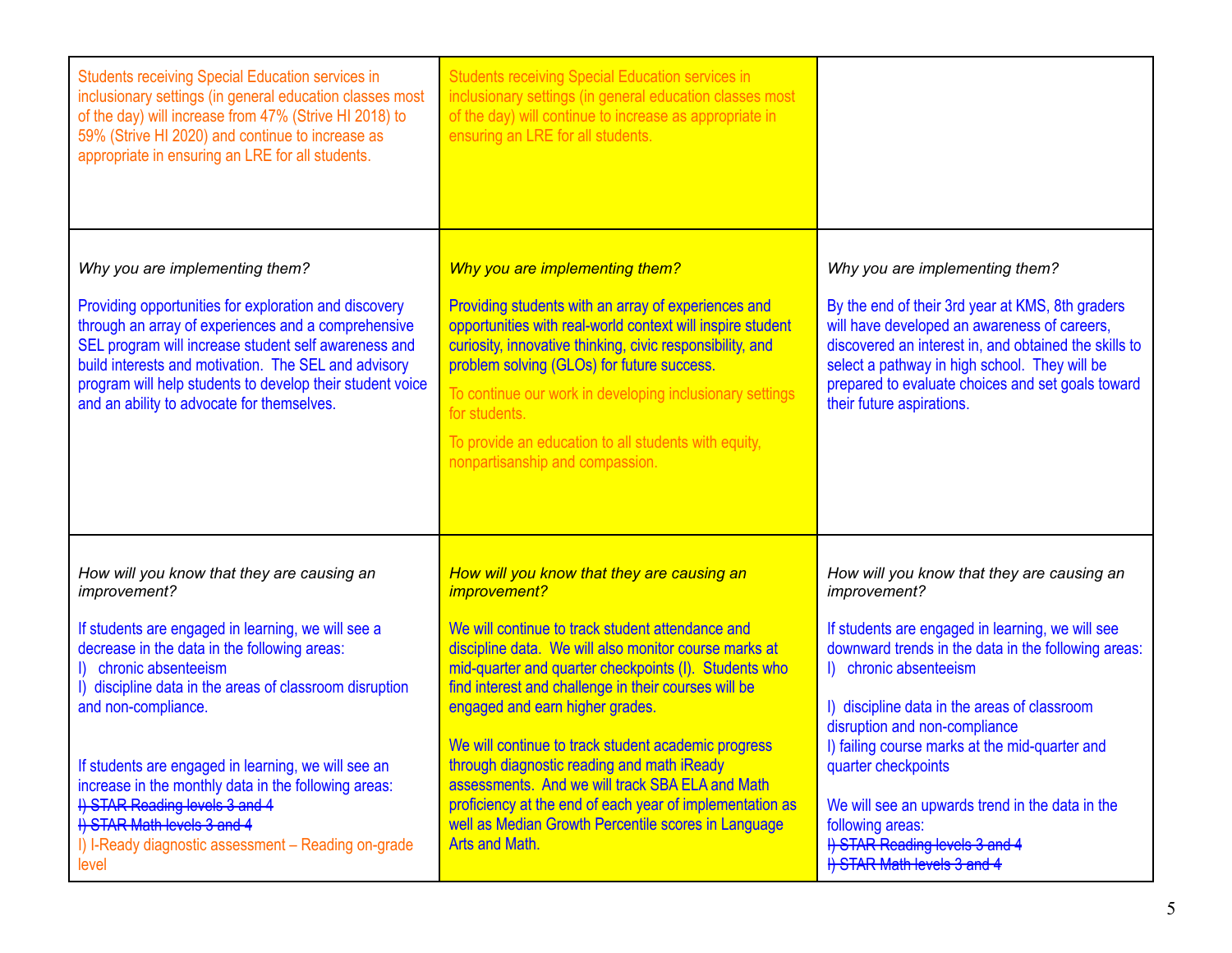| | | |
|---|---|---|
| Students receiving Special Education services in inclusionary settings (in general education classes most of the day) will increase from 47% (Strive HI 2018) to 59% (Strive HI 2020) and continue to increase as appropriate in ensuring an LRE for all students. | Students receiving Special Education services in inclusionary settings (in general education classes most of the day) will continue to increase as appropriate in ensuring an LRE for all students. | |
| *Why you are implementing them?*<br><br>Providing opportunities for exploration and discovery through an array of experiences and a comprehensive SEL program will increase student self awareness and build interests and motivation. The SEL and advisory program will help students to develop their student voice and an ability to advocate for themselves. | *Why you are implementing them?*<br><br>Providing students with an array of experiences and opportunities with real-world context will inspire student curiosity, innovative thinking, civic responsibility, and problem solving (GLOs) for future success.<br><br>To continue our work in developing inclusionary settings for students.<br><br>To provide an education to all students with equity, nonpartisanship and compassion. | *Why you are implementing them?*<br><br>By the end of their 3rd year at KMS, 8th graders will have developed an awareness of careers, discovered an interest in, and obtained the skills to select a pathway in high school. They will be prepared to evaluate choices and set goals toward their future aspirations. |
| *How will you know that they are causing an improvement?*<br><br>If students are engaged in learning, we will see a decrease in the data in the following areas:<br>I) chronic absenteeism<br>I) discipline data in the areas of classroom disruption and non-compliance.<br><br>If students are engaged in learning, we will see an increase in the monthly data in the following areas:<br>~~I) STAR Reading levels 3 and 4~~<br>~~I) STAR Math levels 3 and 4~~<br>I) I-Ready diagnostic assessment – Reading on-grade level | *How will you know that they are causing an improvement?*<br><br>We will continue to track student attendance and discipline data. We will also monitor course marks at mid-quarter and quarter checkpoints (I). Students who find interest and challenge in their courses will be engaged and earn higher grades.<br><br>We will continue to track student academic progress through diagnostic reading and math iReady assessments. And we will track SBA ELA and Math proficiency at the end of each year of implementation as well as Median Growth Percentile scores in Language Arts and Math. | *How will you know that they are causing an improvement?*<br><br>If students are engaged in learning, we will see downward trends in the data in the following areas:<br>I) chronic absenteeism<br><br>I) discipline data in the areas of classroom disruption and non-compliance<br>I) failing course marks at the mid-quarter and quarter checkpoints<br><br>We will see an upwards trend in the data in the following areas:<br>~~I) STAR Reading levels 3 and 4~~<br>~~I) STAR Math levels 3 and 4~~ |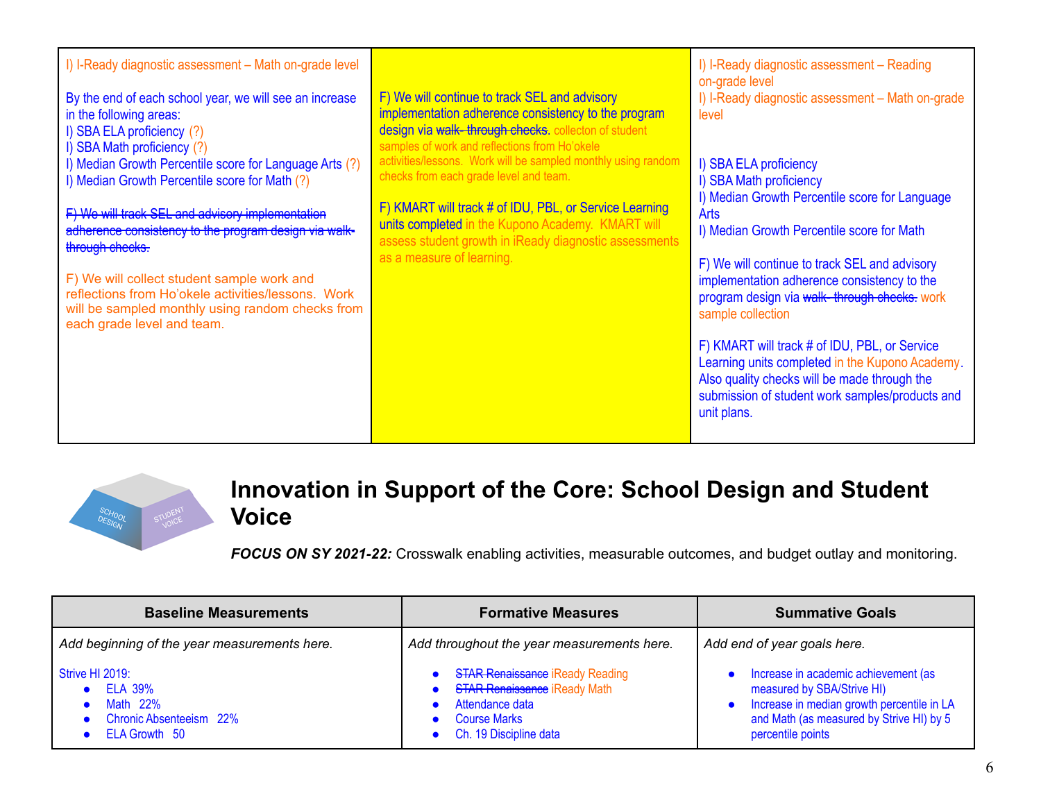| | | |
|---|---|---|
| I) I-Ready diagnostic assessment – Math on-grade level<br><br>By the end of each school year, we will see an increase in the following areas:<br>I) SBA ELA proficiency (?)<br>I) SBA Math proficiency (?)<br>I) Median Growth Percentile score for Language Arts (?)<br>I) Median Growth Percentile score for Math (?)<br><br>~~F) We will track SEL and advisory implementation adherence consistency to the program design via walk-through checks.~~<br><br>F) We will collect student sample work and reflections from Ho'okele activities/lessons. Work will be sampled monthly using random checks from each grade level and team. | F) We will continue to track SEL and advisory implementation adherence consistency to the program design via ~~walk- through checks.~~ collecton of student samples of work and reflections from Ho'okele activities/lessons. Work will be sampled monthly using random checks from each grade level and team.<br><br>F) KMART will track # of IDU, PBL, or Service Learning units completed in the Kupono Academy. KMART will assess student growth in iReady diagnostic assessments as a measure of learning. | I) I-Ready diagnostic assessment – Reading on-grade level<br>I) I-Ready diagnostic assessment – Math on-grade level<br><br>I) SBA ELA proficiency<br>I) SBA Math proficiency<br>I) Median Growth Percentile score for Language Arts<br>I) Median Growth Percentile score for Math<br><br>F) We will continue to track SEL and advisory implementation adherence consistency to the program design via ~~walk- through checks.~~ work sample collection<br><br>F) KMART will track # of IDU, PBL, or Service Learning units completed in the Kupono Academy. Also quality checks will be made through the submission of student work samples/products and unit plans. |

## Innovation in Support of the Core: School Design and Student Voice

***FOCUS ON SY 2021-22:*** Crosswalk enabling activities, measurable outcomes, and budget outlay and monitoring.

| Baseline Measurements | Formative Measures | Summative Goals |
|---|---|---|
| *Add beginning of the year measurements here.*<br><br>Strive HI 2019:<br>• ELA 39%<br>• Math 22%<br>• Chronic Absenteeism 22%<br>• ELA Growth 50 | *Add throughout the year measurements here.*<br><br>• ~~STAR Renaissance~~ iReady Reading<br>• ~~STAR Renaissance~~ iReady Math<br>• Attendance data<br>• Course Marks<br>• Ch. 19 Discipline data | *Add end of year goals here.*<br><br>• Increase in academic achievement (as measured by SBA/Strive HI)<br>• Increase in median growth percentile in LA and Math (as measured by Strive HI) by 5 percentile points |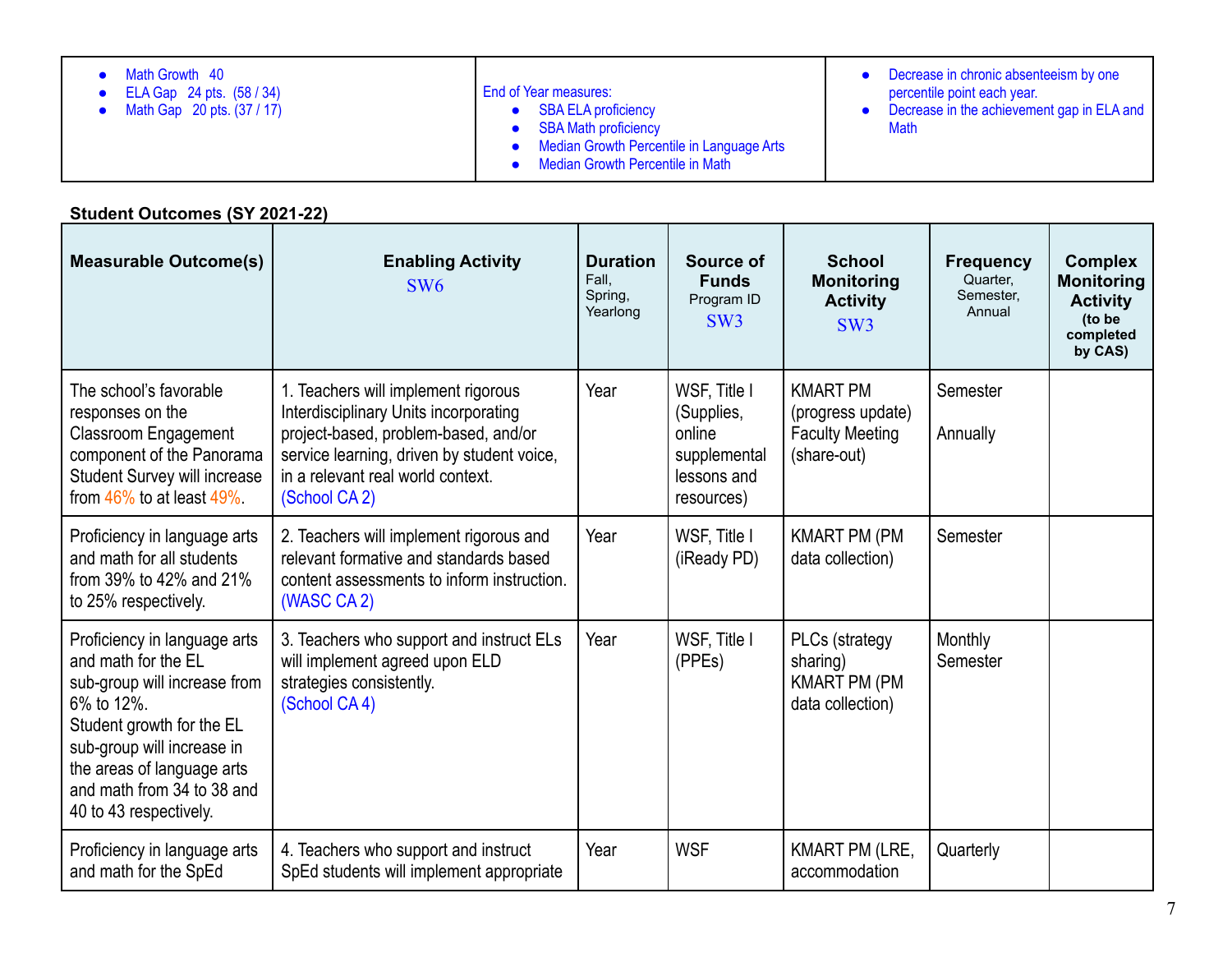| | | |
|---|---|---|
| • Math Growth 40<br>• ELA Gap 24 pts. (58 / 34)<br>• Math Gap 20 pts. (37 / 17) | End of Year measures:<br>• SBA ELA proficiency<br>• SBA Math proficiency<br>• Median Growth Percentile in Language Arts<br>• Median Growth Percentile in Math | • Decrease in chronic absenteeism by one percentile point each year.<br>• Decrease in the achievement gap in ELA and Math |

**Student Outcomes (SY 2021-22)**

| Measurable Outcome(s) | Enabling Activity SW6 | Duration Fall, Spring, Yearlong | Source of Funds Program ID SW3 | School Monitoring Activity SW3 | Frequency Quarter, Semester, Annual | Complex Monitoring Activity (to be completed by CAS) |
|---|---|---|---|---|---|---|
| The school's favorable responses on the Classroom Engagement component of the Panorama Student Survey will increase from 46% to at least 49%. | 1. Teachers will implement rigorous Interdisciplinary Units incorporating project-based, problem-based, and/or service learning, driven by student voice, in a relevant real world context. (School CA 2) | Year | WSF, Title I (Supplies, online supplemental lessons and resources) | KMART PM (progress update)<br>Faculty Meeting (share-out) | Semester<br><br>Annually | |
| Proficiency in language arts and math for all students from 39% to 42% and 21% to 25% respectively. | 2. Teachers will implement rigorous and relevant formative and standards based content assessments to inform instruction. (WASC CA 2) | Year | WSF, Title I (iReady PD) | KMART PM (PM data collection) | Semester | |
| Proficiency in language arts and math for the EL sub-group will increase from 6% to 12%.<br>Student growth for the EL sub-group will increase in the areas of language arts and math from 34 to 38 and 40 to 43 respectively. | 3. Teachers who support and instruct ELs will implement agreed upon ELD strategies consistently. (School CA 4) | Year | WSF, Title I (PPEs) | PLCs (strategy sharing)<br>KMART PM (PM data collection) | Monthly<br>Semester | |
| Proficiency in language arts and math for the SpEd | 4. Teachers who support and instruct SpEd students will implement appropriate | Year | WSF | KMART PM (LRE, accommodation | Quarterly | |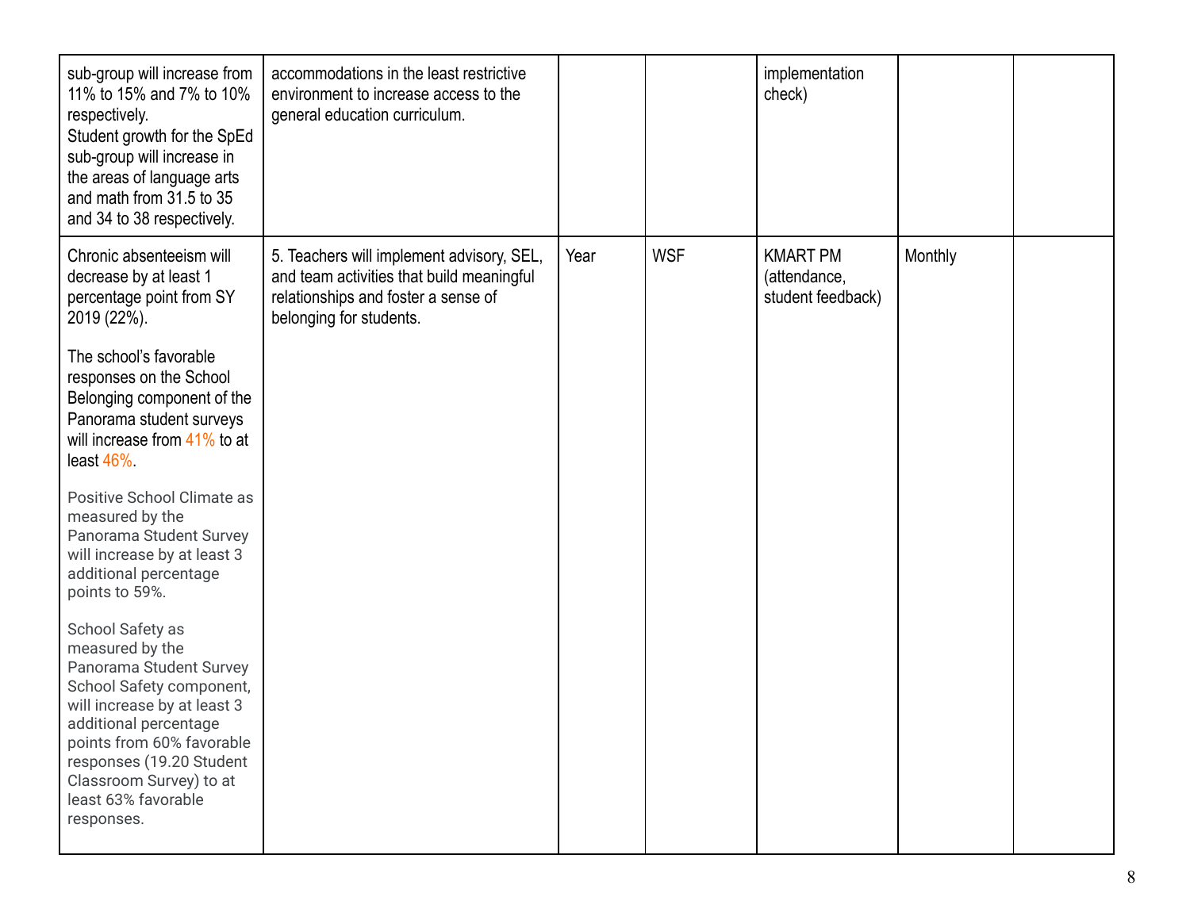| | | | | | | |
|---|---|---|---|---|---|---|
| sub-group will increase from 11% to 15% and 7% to 10% respectively.<br>Student growth for the SpEd sub-group will increase in the areas of language arts and math from 31.5 to 35 and 34 to 38 respectively. | accommodations in the least restrictive environment to increase access to the general education curriculum. | | | implementation check) | | |
| Chronic absenteeism will decrease by at least 1 percentage point from SY 2019 (22%).<br><br>The school's favorable responses on the School Belonging component of the Panorama student surveys will increase from 41% to at least 46%.<br><br>Positive School Climate as measured by the Panorama Student Survey will increase by at least 3 additional percentage points to 59%.<br><br>School Safety as measured by the Panorama Student Survey School Safety component, will increase by at least 3 additional percentage points from 60% favorable responses (19.20 Student Classroom Survey) to at least 63% favorable responses. | 5. Teachers will implement advisory, SEL, and team activities that build meaningful relationships and foster a sense of belonging for students. | Year | WSF | KMART PM (attendance, student feedback) | Monthly | |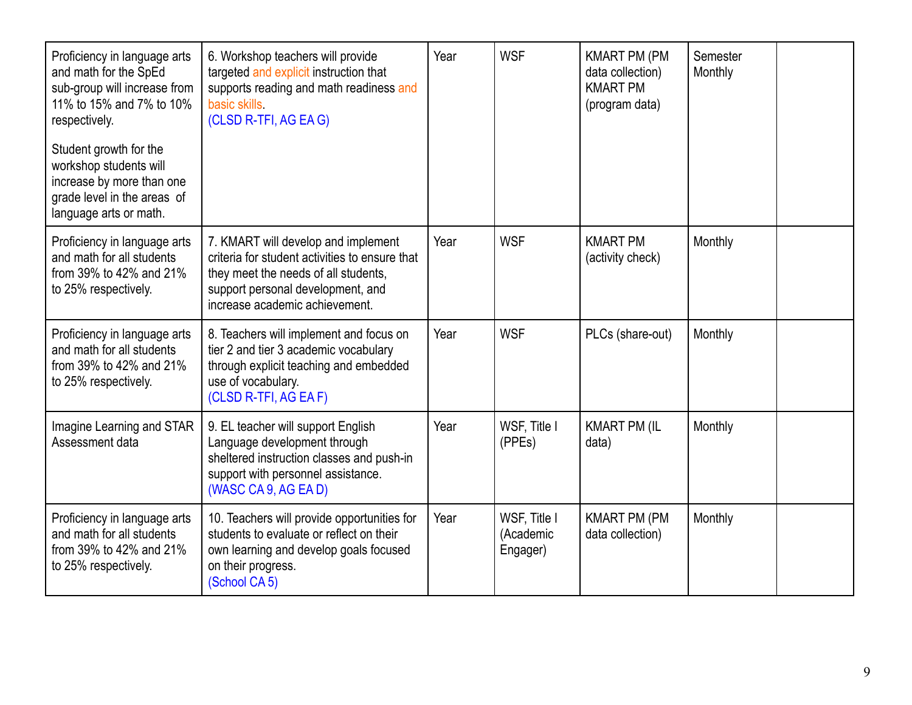| | | | | | | |
|---|---|---|---|---|---|---|
| Proficiency in language arts and math for the SpEd sub-group will increase from 11% to 15% and 7% to 10% respectively.<br><br>Student growth for the workshop students will increase by more than one grade level in the areas of language arts or math. | 6. Workshop teachers will provide targeted and explicit instruction that supports reading and math readiness and basic skills.<br>(CLSD R-TFI, AG EA G) | Year | WSF | KMART PM (PM data collection)<br>KMART PM (program data) | Semester<br>Monthly | |
| Proficiency in language arts and math for all students from 39% to 42% and 21% to 25% respectively. | 7. KMART will develop and implement criteria for student activities to ensure that they meet the needs of all students, support personal development, and increase academic achievement. | Year | WSF | KMART PM (activity check) | Monthly | |
| Proficiency in language arts and math for all students from 39% to 42% and 21% to 25% respectively. | 8. Teachers will implement and focus on tier 2 and tier 3 academic vocabulary through explicit teaching and embedded use of vocabulary.<br>(CLSD R-TFI, AG EA F) | Year | WSF | PLCs (share-out) | Monthly | |
| Imagine Learning and STAR Assessment data | 9. EL teacher will support English Language development through sheltered instruction classes and push-in support with personnel assistance.<br>(WASC CA 9, AG EA D) | Year | WSF, Title I (PPEs) | KMART PM (IL data) | Monthly | |
| Proficiency in language arts and math for all students from 39% to 42% and 21% to 25% respectively. | 10. Teachers will provide opportunities for students to evaluate or reflect on their own learning and develop goals focused on their progress.<br>(School CA 5) | Year | WSF, Title I (Academic Engager) | KMART PM (PM data collection) | Monthly | |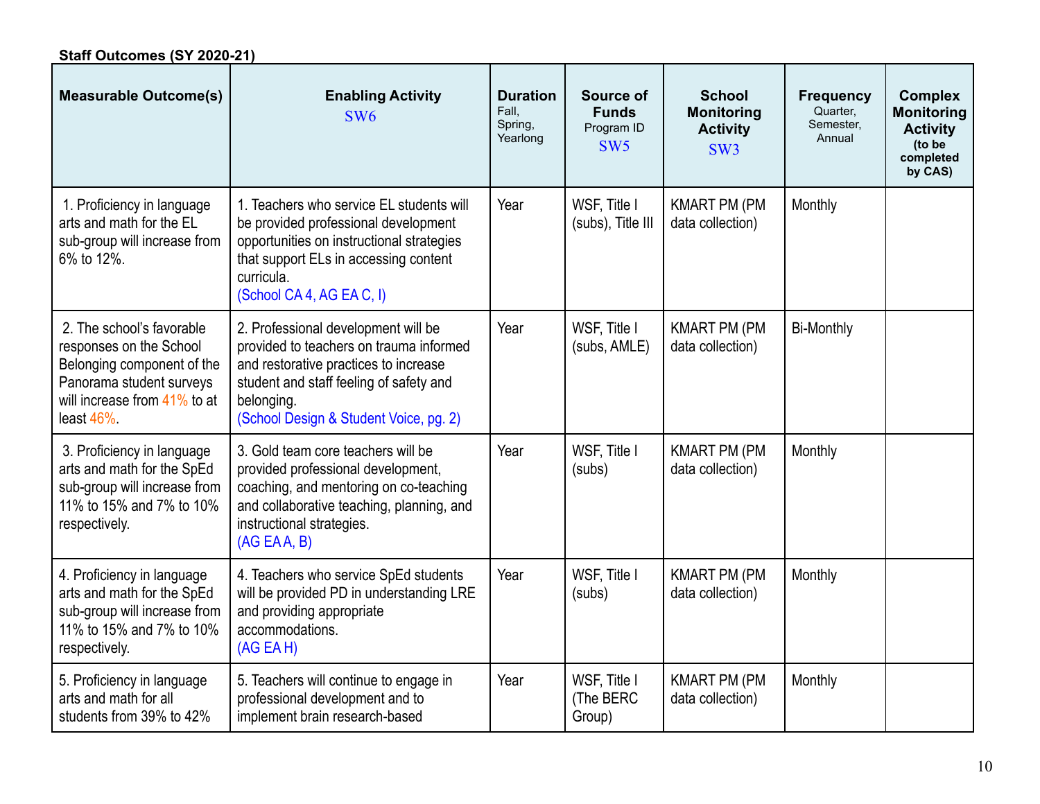**Staff Outcomes (SY 2020-21)**

| Measurable Outcome(s) | Enabling Activity SW6 | Duration Fall, Spring, Yearlong | Source of Funds Program ID SW5 | School Monitoring Activity SW3 | Frequency Quarter, Semester, Annual | Complex Monitoring Activity (to be completed by CAS) |
|---|---|---|---|---|---|---|
| 1. Proficiency in language arts and math for the EL sub-group will increase from 6% to 12%. | 1. Teachers who service EL students will be provided professional development opportunities on instructional strategies that support ELs in accessing content curricula. (School CA 4, AG EA C, I) | Year | WSF, Title I (subs), Title III | KMART PM (PM data collection) | Monthly | |
| 2. The school's favorable responses on the School Belonging component of the Panorama student surveys will increase from 41% to at least 46%. | 2. Professional development will be provided to teachers on trauma informed and restorative practices to increase student and staff feeling of safety and belonging. (School Design & Student Voice, pg. 2) | Year | WSF, Title I (subs, AMLE) | KMART PM (PM data collection) | Bi-Monthly | |
| 3. Proficiency in language arts and math for the SpEd sub-group will increase from 11% to 15% and 7% to 10% respectively. | 3. Gold team core teachers will be provided professional development, coaching, and mentoring on co-teaching and collaborative teaching, planning, and instructional strategies. (AG EA A, B) | Year | WSF, Title I (subs) | KMART PM (PM data collection) | Monthly | |
| 4. Proficiency in language arts and math for the SpEd sub-group will increase from 11% to 15% and 7% to 10% respectively. | 4. Teachers who service SpEd students will be provided PD in understanding LRE and providing appropriate accommodations. (AG EA H) | Year | WSF, Title I (subs) | KMART PM (PM data collection) | Monthly | |
| 5. Proficiency in language arts and math for all students from 39% to 42% | 5. Teachers will continue to engage in professional development and to implement brain research-based | Year | WSF, Title I (The BERC Group) | KMART PM (PM data collection) | Monthly | |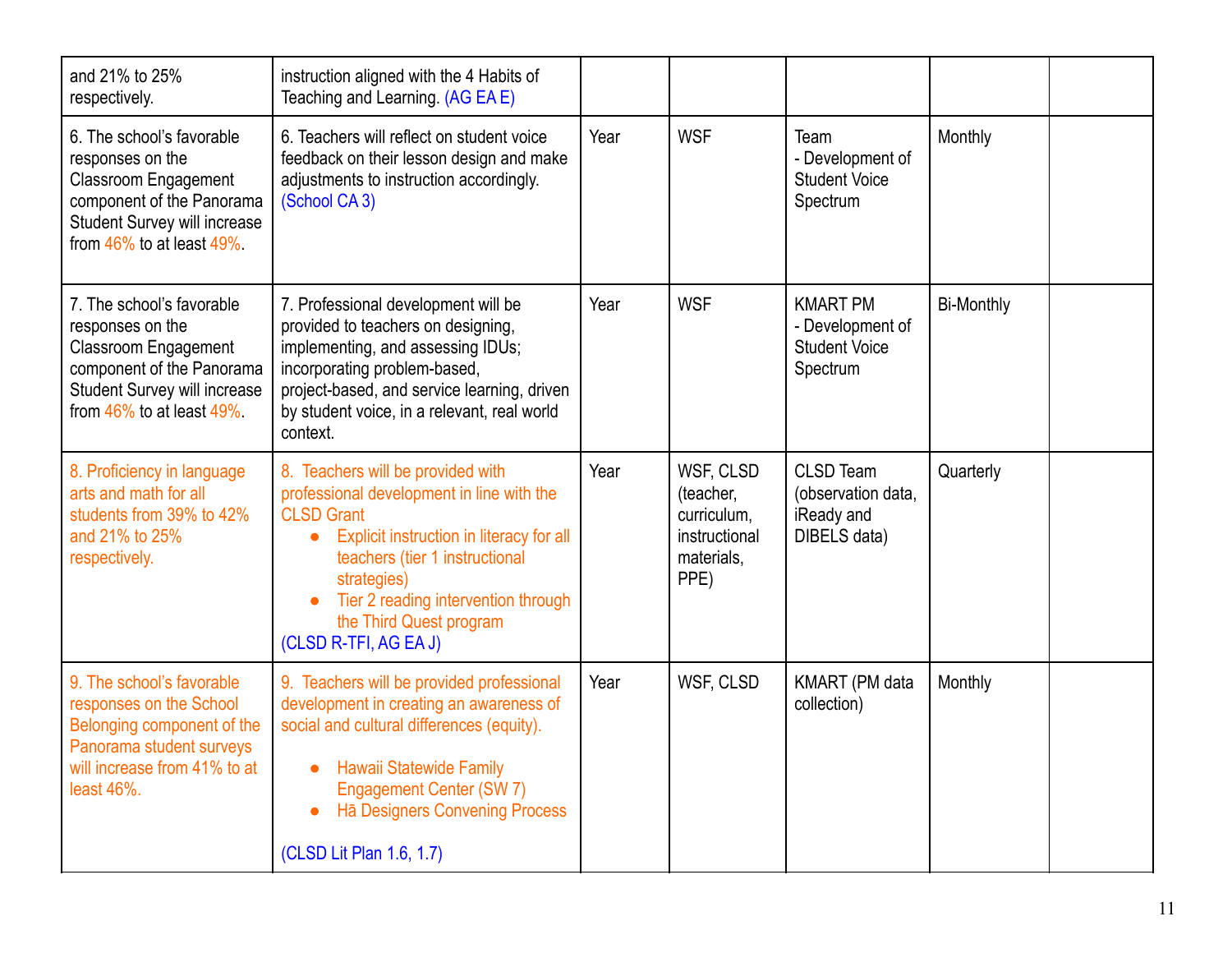| | | | | | | |
|---|---|---|---|---|---|---|
| and 21% to 25% respectively. | instruction aligned with the 4 Habits of Teaching and Learning. (AG EA E) | | | | | |
| 6. The school's favorable responses on the Classroom Engagement component of the Panorama Student Survey will increase from 46% to at least 49%. | 6. Teachers will reflect on student voice feedback on their lesson design and make adjustments to instruction accordingly. (School CA 3) | Year | WSF | Team<br>- Development of Student Voice Spectrum | Monthly | |
| 7. The school's favorable responses on the Classroom Engagement component of the Panorama Student Survey will increase from 46% to at least 49%. | 7. Professional development will be provided to teachers on designing, implementing, and assessing IDUs; incorporating problem-based, project-based, and service learning, driven by student voice, in a relevant, real world context. | Year | WSF | KMART PM<br>- Development of Student Voice Spectrum | Bi-Monthly | |
| 8. Proficiency in language arts and math for all students from 39% to 42% and 21% to 25% respectively. | 8. Teachers will be provided with professional development in line with the CLSD Grant<br>• Explicit instruction in literacy for all teachers (tier 1 instructional strategies)<br>• Tier 2 reading intervention through the Third Quest program<br>(CLSD R-TFI, AG EA J) | Year | WSF, CLSD (teacher, curriculum, instructional materials, PPE) | CLSD Team (observation data, iReady and DIBELS data) | Quarterly | |
| 9. The school's favorable responses on the School Belonging component of the Panorama student surveys will increase from 41% to at least 46%. | 9. Teachers will be provided professional development in creating an awareness of social and cultural differences (equity).<br>• Hawaii Statewide Family Engagement Center (SW 7)<br>• Hā Designers Convening Process<br>(CLSD Lit Plan 1.6, 1.7) | Year | WSF, CLSD | KMART (PM data collection) | Monthly | |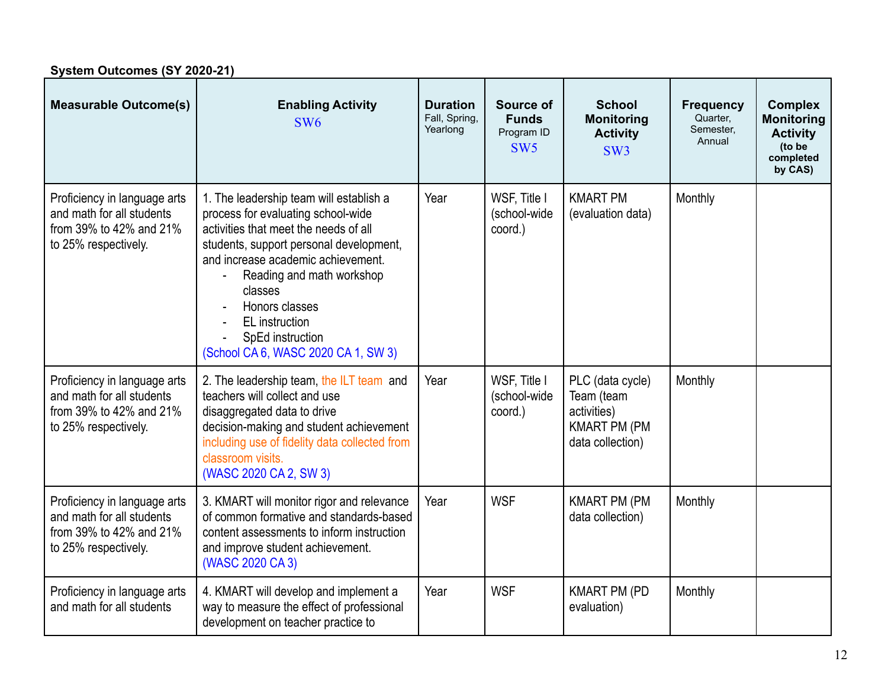**System Outcomes (SY 2020-21)**

| Measurable Outcome(s) | Enabling Activity SW6 | Duration Fall, Spring, Yearlong | Source of Funds Program ID SW5 | School Monitoring Activity SW3 | Frequency Quarter, Semester, Annual | Complex Monitoring Activity (to be completed by CAS) |
|---|---|---|---|---|---|---|
| Proficiency in language arts and math for all students from 39% to 42% and 21% to 25% respectively. | 1. The leadership team will establish a process for evaluating school-wide activities that meet the needs of all students, support personal development, and increase academic achievement.<br>- Reading and math workshop classes<br>- Honors classes<br>- EL instruction<br>- SpEd instruction<br>(School CA 6, WASC 2020 CA 1, SW 3) | Year | WSF, Title I (school-wide coord.) | KMART PM (evaluation data) | Monthly | |
| Proficiency in language arts and math for all students from 39% to 42% and 21% to 25% respectively. | 2. The leadership team, the ILT team and teachers will collect and use disaggregated data to drive decision-making and student achievement including use of fidelity data collected from classroom visits.<br>(WASC 2020 CA 2, SW 3) | Year | WSF, Title I (school-wide coord.) | PLC (data cycle)<br>Team (team activities)<br>KMART PM (PM data collection) | Monthly | |
| Proficiency in language arts and math for all students from 39% to 42% and 21% to 25% respectively. | 3. KMART will monitor rigor and relevance of common formative and standards-based content assessments to inform instruction and improve student achievement.<br>(WASC 2020 CA 3) | Year | WSF | KMART PM (PM data collection) | Monthly | |
| Proficiency in language arts and math for all students | 4. KMART will develop and implement a way to measure the effect of professional development on teacher practice to | Year | WSF | KMART PM (PD evaluation) | Monthly | |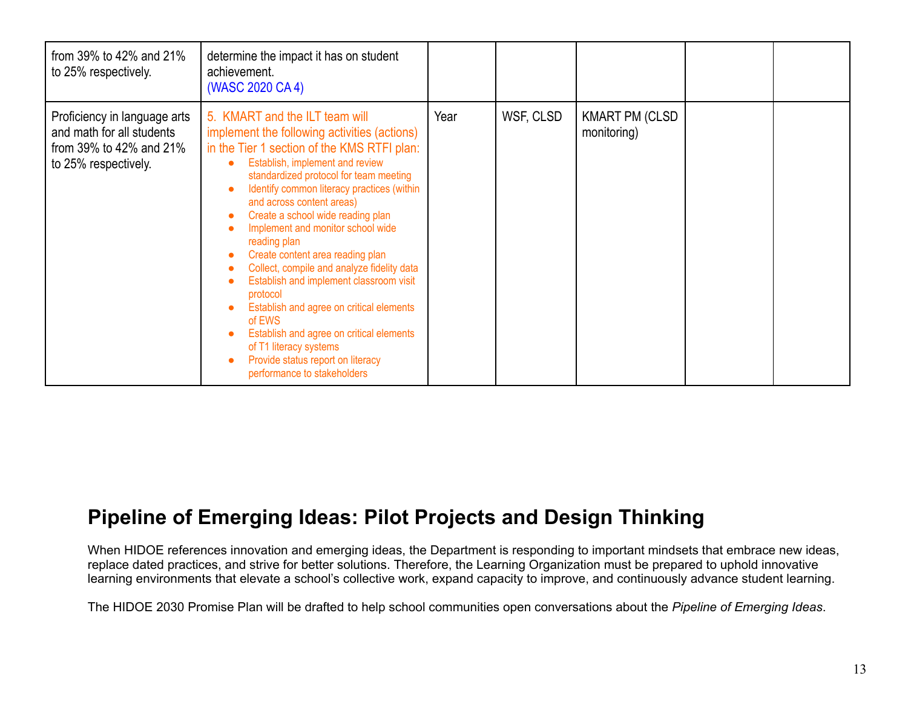| | | | | | | |
|---|---|---|---|---|---|---|
| from 39% to 42% and 21% to 25% respectively. | determine the impact it has on student achievement.<br>(WASC 2020 CA 4) | | | | | |
| Proficiency in language arts and math for all students from 39% to 42% and 21% to 25% respectively. | 5. KMART and the ILT team will implement the following activities (actions) in the Tier 1 section of the KMS RTFI plan:<br>• Establish, implement and review standardized protocol for team meeting<br>• Identify common literacy practices (within and across content areas)<br>• Create a school wide reading plan<br>• Implement and monitor school wide reading plan<br>• Create content area reading plan<br>• Collect, compile and analyze fidelity data<br>• Establish and implement classroom visit protocol<br>• Establish and agree on critical elements of EWS<br>• Establish and agree on critical elements of T1 literacy systems<br>• Provide status report on literacy performance to stakeholders | Year | WSF, CLSD | KMART PM (CLSD monitoring) | | |

## Pipeline of Emerging Ideas: Pilot Projects and Design Thinking

When HIDOE references innovation and emerging ideas, the Department is responding to important mindsets that embrace new ideas, replace dated practices, and strive for better solutions. Therefore, the Learning Organization must be prepared to uphold innovative learning environments that elevate a school's collective work, expand capacity to improve, and continuously advance student learning.

The HIDOE 2030 Promise Plan will be drafted to help school communities open conversations about the *Pipeline of Emerging Ideas*.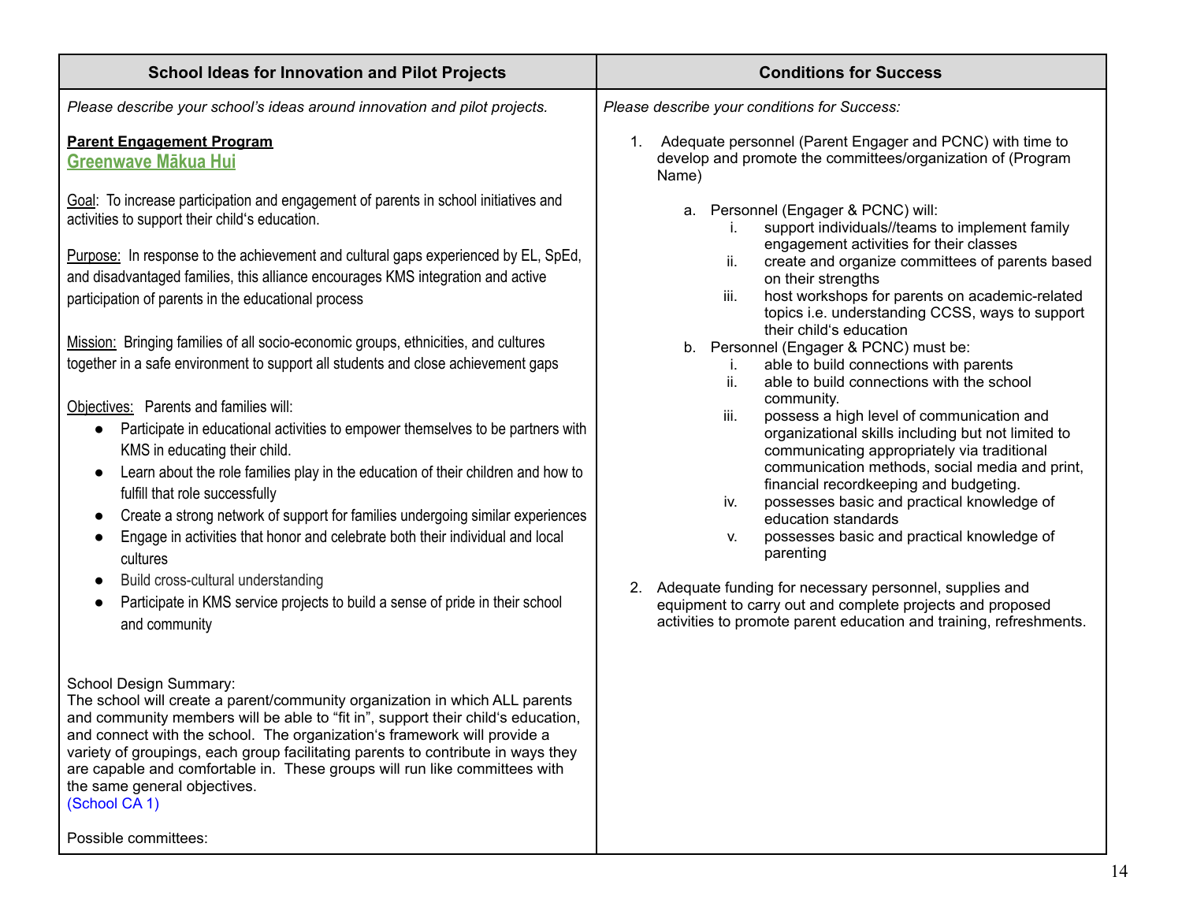| School Ideas for Innovation and Pilot Projects | Conditions for Success |
|---|---|
| *Please describe your school's ideas around innovation and pilot projects.*<br><br>**<u>Parent Engagement Program</u>**<br>**Greenwave Mākua Hui**<br><br><u>Goal</u>: To increase participation and engagement of parents in school initiatives and activities to support their child's education.<br><br><u>Purpose:</u> In response to the achievement and cultural gaps experienced by EL, SpEd, and disadvantaged families, this alliance encourages KMS integration and active participation of parents in the educational process<br><br><u>Mission:</u> Bringing families of all socio-economic groups, ethnicities, and cultures together in a safe environment to support all students and close achievement gaps<br><br><u>Objectives:</u> Parents and families will:<br>• Participate in educational activities to empower themselves to be partners with KMS in educating their child.<br>• Learn about the role families play in the education of their children and how to fulfill that role successfully<br>• Create a strong network of support for families undergoing similar experiences<br>• Engage in activities that honor and celebrate both their individual and local cultures<br>• Build cross-cultural understanding<br>• Participate in KMS service projects to build a sense of pride in their school and community<br><br>School Design Summary:<br>The school will create a parent/community organization in which ALL parents and community members will be able to "fit in", support their child's education, and connect with the school. The organization's framework will provide a variety of groupings, each group facilitating parents to contribute in ways they are capable and comfortable in. These groups will run like committees with the same general objectives.<br>(School CA 1)<br><br>Possible committees: | *Please describe your conditions for Success:*<br><br>1. Adequate personnel (Parent Engager and PCNC) with time to develop and promote the committees/organization of (Program Name)<br>&nbsp;&nbsp;a. Personnel (Engager & PCNC) will:<br>&nbsp;&nbsp;&nbsp;&nbsp;i. support individuals//teams to implement family engagement activities for their classes<br>&nbsp;&nbsp;&nbsp;&nbsp;ii. create and organize committees of parents based on their strengths<br>&nbsp;&nbsp;&nbsp;&nbsp;iii. host workshops for parents on academic-related topics i.e. understanding CCSS, ways to support their child's education<br>&nbsp;&nbsp;b. Personnel (Engager & PCNC) must be:<br>&nbsp;&nbsp;&nbsp;&nbsp;i. able to build connections with parents<br>&nbsp;&nbsp;&nbsp;&nbsp;ii. able to build connections with the school community.<br>&nbsp;&nbsp;&nbsp;&nbsp;iii. possess a high level of communication and organizational skills including but not limited to communicating appropriately via traditional communication methods, social media and print, financial recordkeeping and budgeting.<br>&nbsp;&nbsp;&nbsp;&nbsp;iv. possesses basic and practical knowledge of education standards<br>&nbsp;&nbsp;&nbsp;&nbsp;v. possesses basic and practical knowledge of parenting<br><br>2. Adequate funding for necessary personnel, supplies and equipment to carry out and complete projects and proposed activities to promote parent education and training, refreshments. |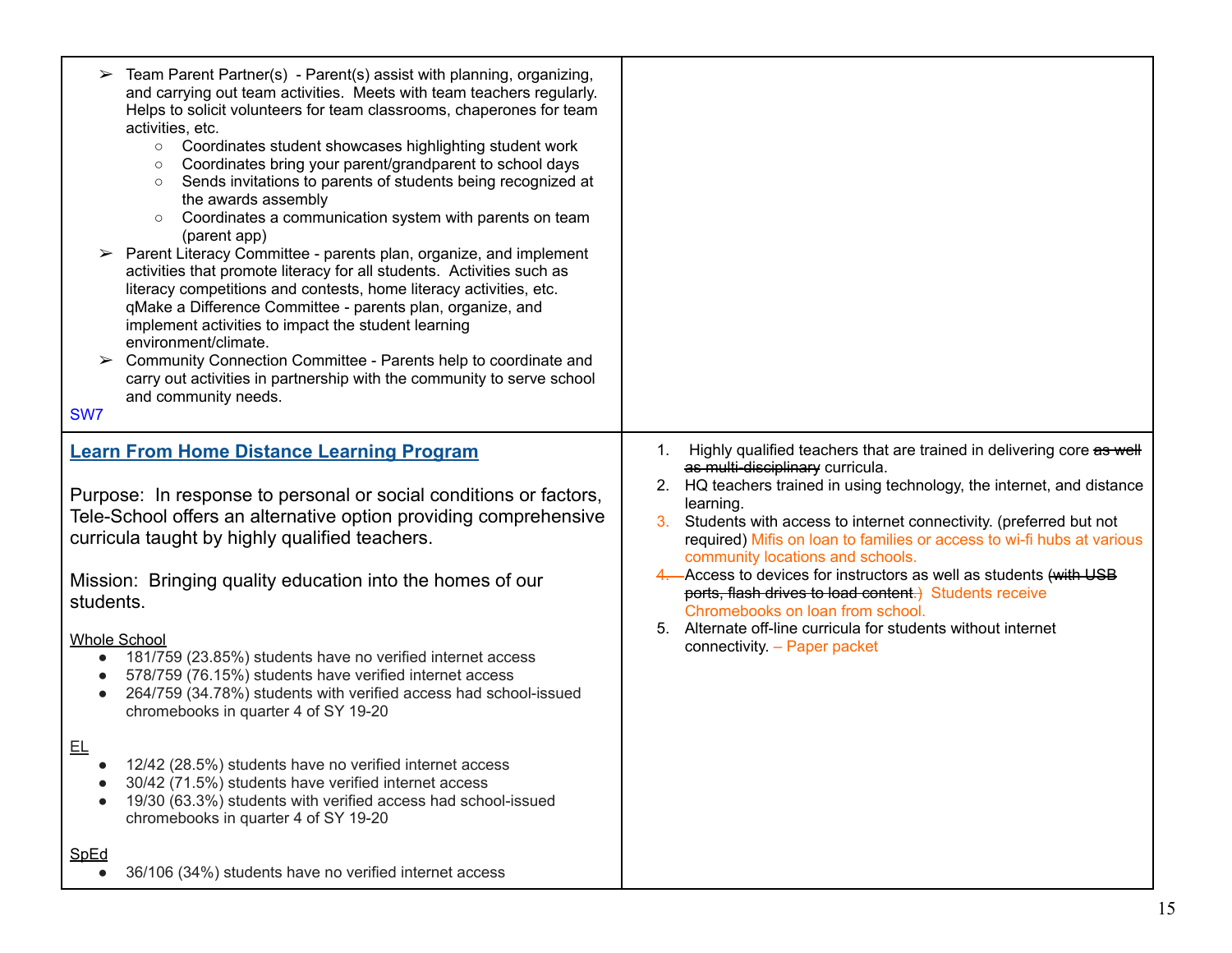| | |
|---|---|
| ➢ Team Parent Partner(s) - Parent(s) assist with planning, organizing, and carrying out team activities. Meets with team teachers regularly. Helps to solicit volunteers for team classrooms, chaperones for team activities, etc.<br>○ Coordinates student showcases highlighting student work<br>○ Coordinates bring your parent/grandparent to school days<br>○ Sends invitations to parents of students being recognized at the awards assembly<br>○ Coordinates a communication system with parents on team (parent app)<br>➢ Parent Literacy Committee - parents plan, organize, and implement activities that promote literacy for all students. Activities such as literacy competitions and contests, home literacy activities, etc. qMake a Difference Committee - parents plan, organize, and implement activities to impact the student learning environment/climate.<br>➢ Community Connection Committee - Parents help to coordinate and carry out activities in partnership with the community to serve school and community needs.<br>SW7 | |
| **Learn From Home Distance Learning Program**<br><br>Purpose: In response to personal or social conditions or factors, Tele-School offers an alternative option providing comprehensive curricula taught by highly qualified teachers.<br><br>Mission: Bringing quality education into the homes of our students.<br><br>Whole School<br>• 181/759 (23.85%) students have no verified internet access<br>• 578/759 (76.15%) students have verified internet access<br>• 264/759 (34.78%) students with verified access had school-issued chromebooks in quarter 4 of SY 19-20<br><br>EL<br>• 12/42 (28.5%) students have no verified internet access<br>• 30/42 (71.5%) students have verified internet access<br>• 19/30 (63.3%) students with verified access had school-issued chromebooks in quarter 4 of SY 19-20<br><br>SpEd<br>• 36/106 (34%) students have no verified internet access | 1. Highly qualified teachers that are trained in delivering core ~~as well as multi-disciplinary~~ curricula.<br>2. HQ teachers trained in using technology, the internet, and distance learning.<br>3. Students with access to internet connectivity. (preferred but not required) Mifis on loan to families or access to wi-fi hubs at various community locations and schools.<br>~~4.~~ Access to devices for instructors as well as students ~~(with USB ports, flash drives to load content.)~~ Students receive Chromebooks on loan from school.<br>5. Alternate off-line curricula for students without internet connectivity. – Paper packet |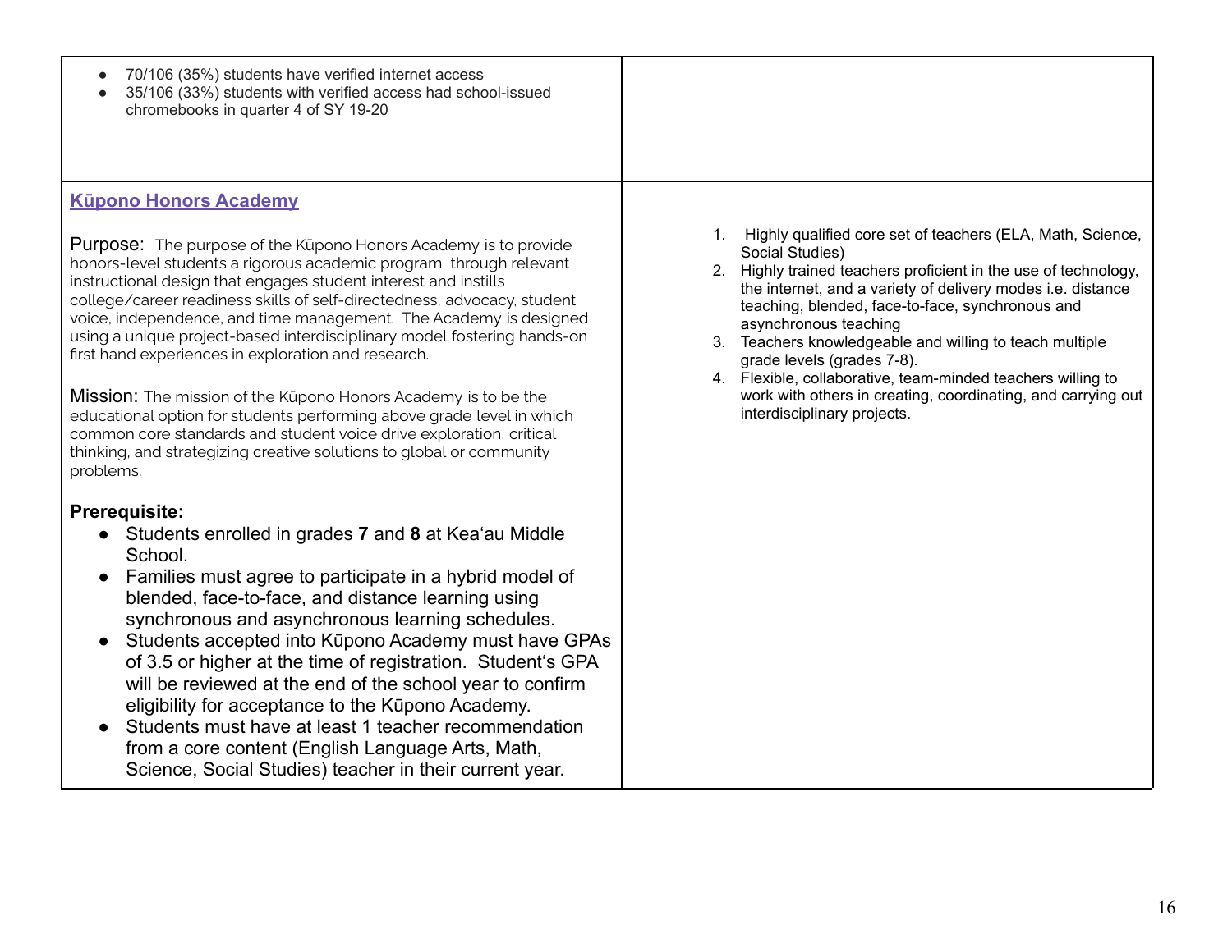| | |
|---|---|
| • 70/106 (35%) students have verified internet access<br>• 35/106 (33%) students with verified access had school-issued chromebooks in quarter 4 of SY 19-20 | |
| **Kūpono Honors Academy**<br><br>Purpose: The purpose of the Kūpono Honors Academy is to provide honors-level students a rigorous academic program through relevant instructional design that engages student interest and instills college/career readiness skills of self-directedness, advocacy, student voice, independence, and time management. The Academy is designed using a unique project-based interdisciplinary model fostering hands-on first hand experiences in exploration and research.<br><br>Mission: The mission of the Kūpono Honors Academy is to be the educational option for students performing above grade level in which common core standards and student voice drive exploration, critical thinking, and strategizing creative solutions to global or community problems.<br><br>**Prerequisite:**<br>• Students enrolled in grades **7** and **8** at Kea'au Middle School.<br>• Families must agree to participate in a hybrid model of blended, face-to-face, and distance learning using synchronous and asynchronous learning schedules.<br>• Students accepted into Kūpono Academy must have GPAs of 3.5 or higher at the time of registration. Student's GPA will be reviewed at the end of the school year to confirm eligibility for acceptance to the Kūpono Academy.<br>• Students must have at least 1 teacher recommendation from a core content (English Language Arts, Math, Science, Social Studies) teacher in their current year. | 1. Highly qualified core set of teachers (ELA, Math, Science, Social Studies)<br>2. Highly trained teachers proficient in the use of technology, the internet, and a variety of delivery modes i.e. distance teaching, blended, face-to-face, synchronous and asynchronous teaching<br>3. Teachers knowledgeable and willing to teach multiple grade levels (grades 7-8).<br>4. Flexible, collaborative, team-minded teachers willing to work with others in creating, coordinating, and carrying out interdisciplinary projects. |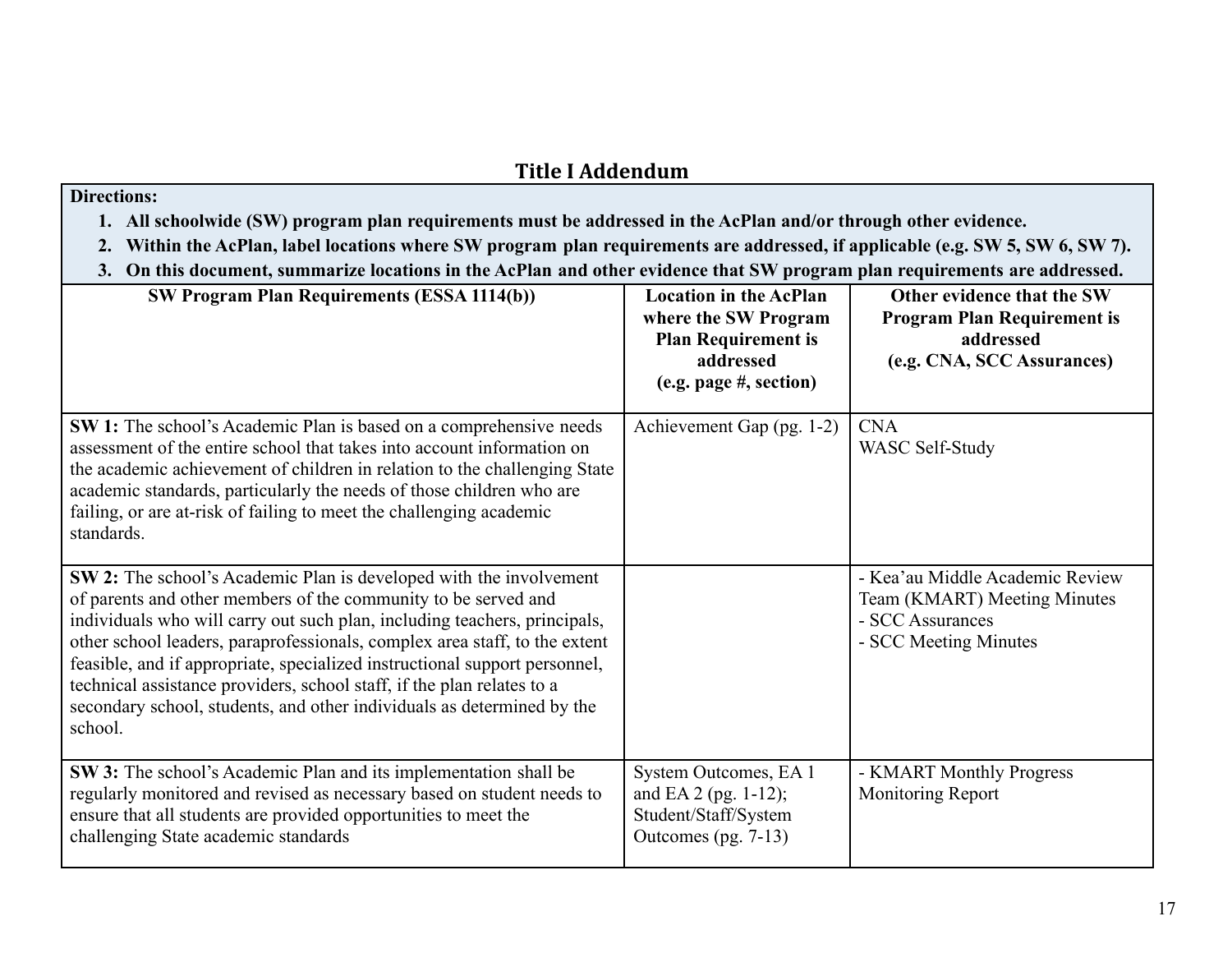## Title I Addendum

**Directions:**

1. **All schoolwide (SW) program plan requirements must be addressed in the AcPlan and/or through other evidence.**
2. **Within the AcPlan, label locations where SW program plan requirements are addressed, if applicable (e.g. SW 5, SW 6, SW 7).**
3. **On this document, summarize locations in the AcPlan and other evidence that SW program plan requirements are addressed.**

| SW Program Plan Requirements (ESSA 1114(b)) | Location in the AcPlan where the SW Program Plan Requirement is addressed (e.g. page #, section) | Other evidence that the SW Program Plan Requirement is addressed (e.g. CNA, SCC Assurances) |
|---|---|---|
| **SW 1:** The school's Academic Plan is based on a comprehensive needs assessment of the entire school that takes into account information on the academic achievement of children in relation to the challenging State academic standards, particularly the needs of those children who are failing, or are at-risk of failing to meet the challenging academic standards. | Achievement Gap (pg. 1-2) | CNA<br>WASC Self-Study |
| **SW 2:** The school's Academic Plan is developed with the involvement of parents and other members of the community to be served and individuals who will carry out such plan, including teachers, principals, other school leaders, paraprofessionals, complex area staff, to the extent feasible, and if appropriate, specialized instructional support personnel, technical assistance providers, school staff, if the plan relates to a secondary school, students, and other individuals as determined by the school. | | - Kea'au Middle Academic Review Team (KMART) Meeting Minutes<br>- SCC Assurances<br>- SCC Meeting Minutes |
| **SW 3:** The school's Academic Plan and its implementation shall be regularly monitored and revised as necessary based on student needs to ensure that all students are provided opportunities to meet the challenging State academic standards | System Outcomes, EA 1 and EA 2 (pg. 1-12); Student/Staff/System Outcomes (pg. 7-13) | - KMART Monthly Progress Monitoring Report |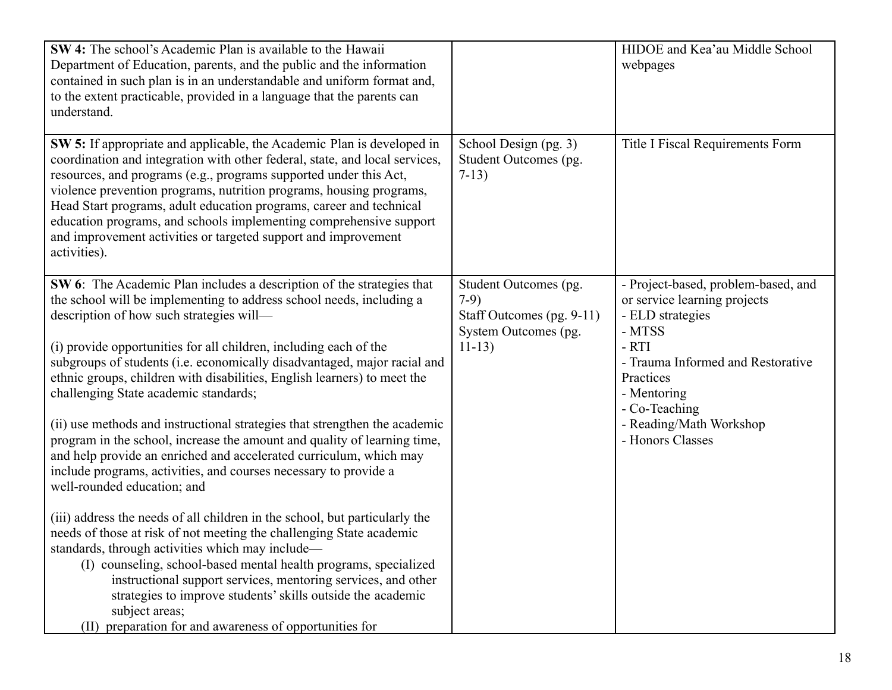| | | |
|---|---|---|
| **SW 4:** The school's Academic Plan is available to the Hawaii Department of Education, parents, and the public and the information contained in such plan is in an understandable and uniform format and, to the extent practicable, provided in a language that the parents can understand. | | HIDOE and Kea'au Middle School webpages |
| **SW 5:** If appropriate and applicable, the Academic Plan is developed in coordination and integration with other federal, state, and local services, resources, and programs (e.g., programs supported under this Act, violence prevention programs, nutrition programs, housing programs, Head Start programs, adult education programs, career and technical education programs, and schools implementing comprehensive support and improvement activities or targeted support and improvement activities). | School Design (pg. 3)<br>Student Outcomes (pg. 7-13) | Title I Fiscal Requirements Form |
| **SW 6**: The Academic Plan includes a description of the strategies that the school will be implementing to address school needs, including a description of how such strategies will—<br><br>(i) provide opportunities for all children, including each of the subgroups of students (i.e. economically disadvantaged, major racial and ethnic groups, children with disabilities, English learners) to meet the challenging State academic standards;<br><br>(ii) use methods and instructional strategies that strengthen the academic program in the school, increase the amount and quality of learning time, and help provide an enriched and accelerated curriculum, which may include programs, activities, and courses necessary to provide a well-rounded education; and<br><br>(iii) address the needs of all children in the school, but particularly the needs of those at risk of not meeting the challenging State academic standards, through activities which may include—<br>(I) counseling, school-based mental health programs, specialized instructional support services, mentoring services, and other strategies to improve students' skills outside the academic subject areas;<br>(II) preparation for and awareness of opportunities for | Student Outcomes (pg. 7-9)<br>Staff Outcomes (pg. 9-11)<br>System Outcomes (pg. 11-13) | - Project-based, problem-based, and or service learning projects<br>- ELD strategies<br>- MTSS<br>- RTI<br>- Trauma Informed and Restorative Practices<br>- Mentoring<br>- Co-Teaching<br>- Reading/Math Workshop<br>- Honors Classes |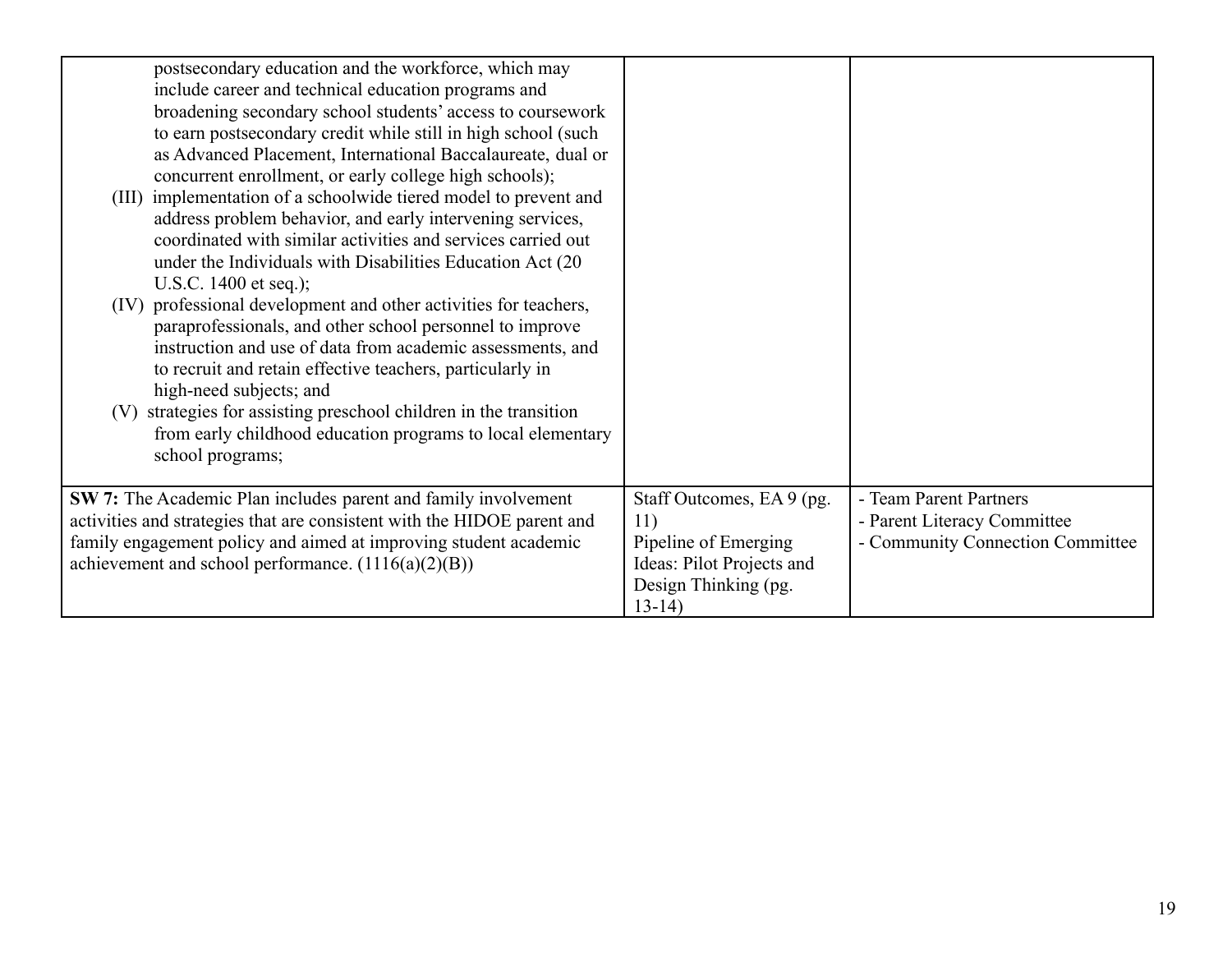| | | |
|---|---|---|
| postsecondary education and the workforce, which may include career and technical education programs and broadening secondary school students' access to coursework to earn postsecondary credit while still in high school (such as Advanced Placement, International Baccalaureate, dual or concurrent enrollment, or early college high schools);<br>(III) implementation of a schoolwide tiered model to prevent and address problem behavior, and early intervening services, coordinated with similar activities and services carried out under the Individuals with Disabilities Education Act (20 U.S.C. 1400 et seq.);<br>(IV) professional development and other activities for teachers, paraprofessionals, and other school personnel to improve instruction and use of data from academic assessments, and to recruit and retain effective teachers, particularly in high-need subjects; and<br>(V) strategies for assisting preschool children in the transition from early childhood education programs to local elementary school programs; | | |
| **SW 7:** The Academic Plan includes parent and family involvement activities and strategies that are consistent with the HIDOE parent and family engagement policy and aimed at improving student academic achievement and school performance. (1116(a)(2)(B)) | Staff Outcomes, EA 9 (pg. 11)<br>Pipeline of Emerging Ideas: Pilot Projects and Design Thinking (pg. 13-14) | - Team Parent Partners<br>- Parent Literacy Committee<br>- Community Connection Committee |